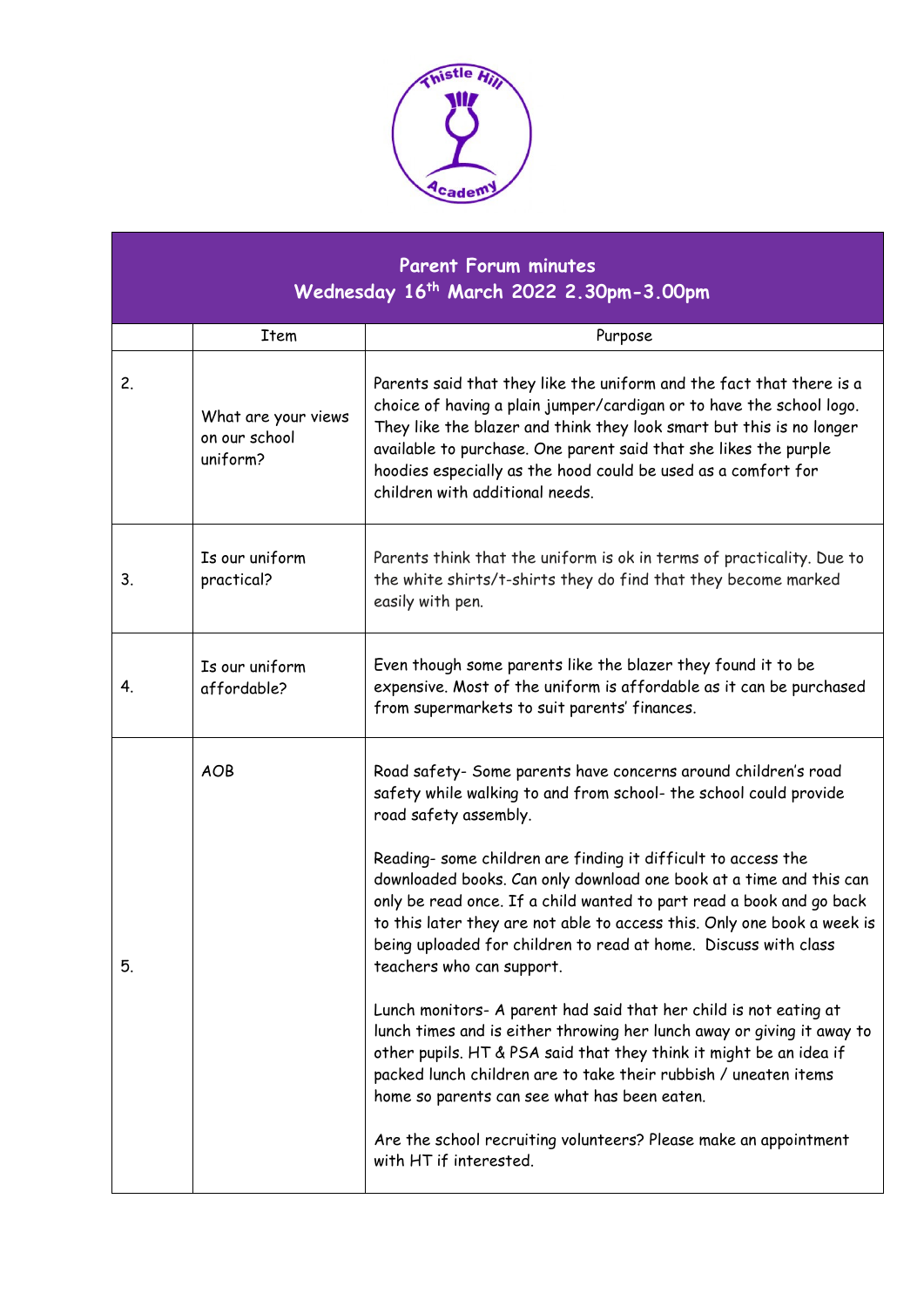Thistle Hill Academy

| Parent Forum minutes<br>Wednesday 16th March 2022 2.30pm-3.00pm | | |
|---|---|---|
| | Item | Purpose |
| 2. | What are your views on our school uniform? | Parents said that they like the uniform and the fact that there is a choice of having a plain jumper/cardigan or to have the school logo. They like the blazer and think they look smart but this is no longer available to purchase. One parent said that she likes the purple hoodies especially as the hood could be used as a comfort for children with additional needs. |
| 3. | Is our uniform practical? | Parents think that the uniform is ok in terms of practicality. Due to the white shirts/t-shirts they do find that they become marked easily with pen. |
| 4. | Is our uniform affordable? | Even though some parents like the blazer they found it to be expensive. Most of the uniform is affordable as it can be purchased from supermarkets to suit parents' finances. |
| 5. | AOB | Road safety- Some parents have concerns around children's road safety while walking to and from school- the school could provide road safety assembly.<br><br>Reading- some children are finding it difficult to access the downloaded books. Can only download one book at a time and this can only be read once. If a child wanted to part read a book and go back to this later they are not able to access this. Only one book a week is being uploaded for children to read at home. Discuss with class teachers who can support.<br><br>Lunch monitors- A parent had said that her child is not eating at lunch times and is either throwing her lunch away or giving it away to other pupils. HT & PSA said that they think it might be an idea if packed lunch children are to take their rubbish / uneaten items home so parents can see what has been eaten.<br><br>Are the school recruiting volunteers? Please make an appointment with HT if interested. |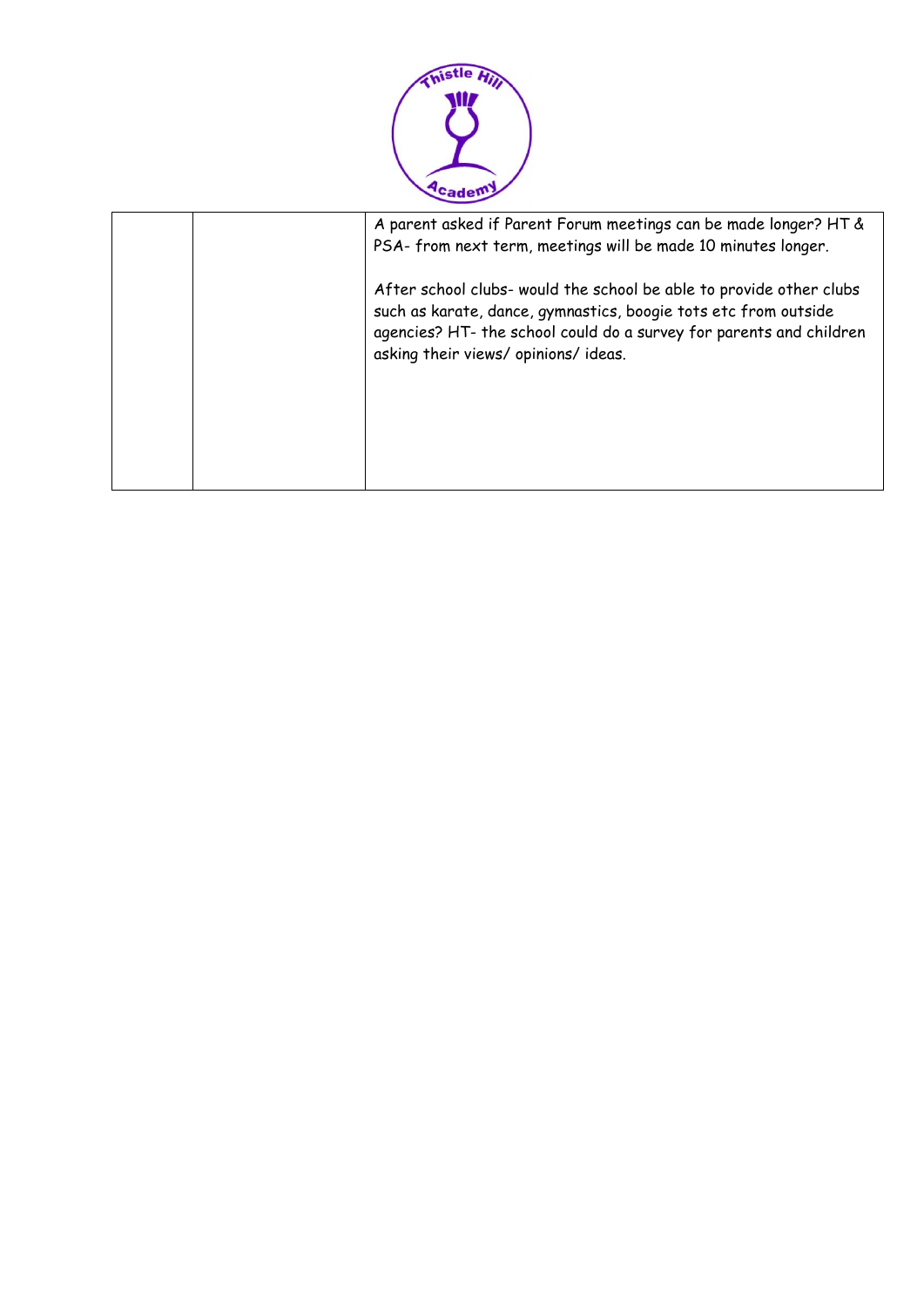| | | |
|---|---|---|
| | | A parent asked if Parent Forum meetings can be made longer? HT & PSA- from next term, meetings will be made 10 minutes longer.<br><br>After school clubs- would the school be able to provide other clubs such as karate, dance, gymnastics, boogie tots etc from outside agencies? HT- the school could do a survey for parents and children asking their views/ opinions/ ideas. |